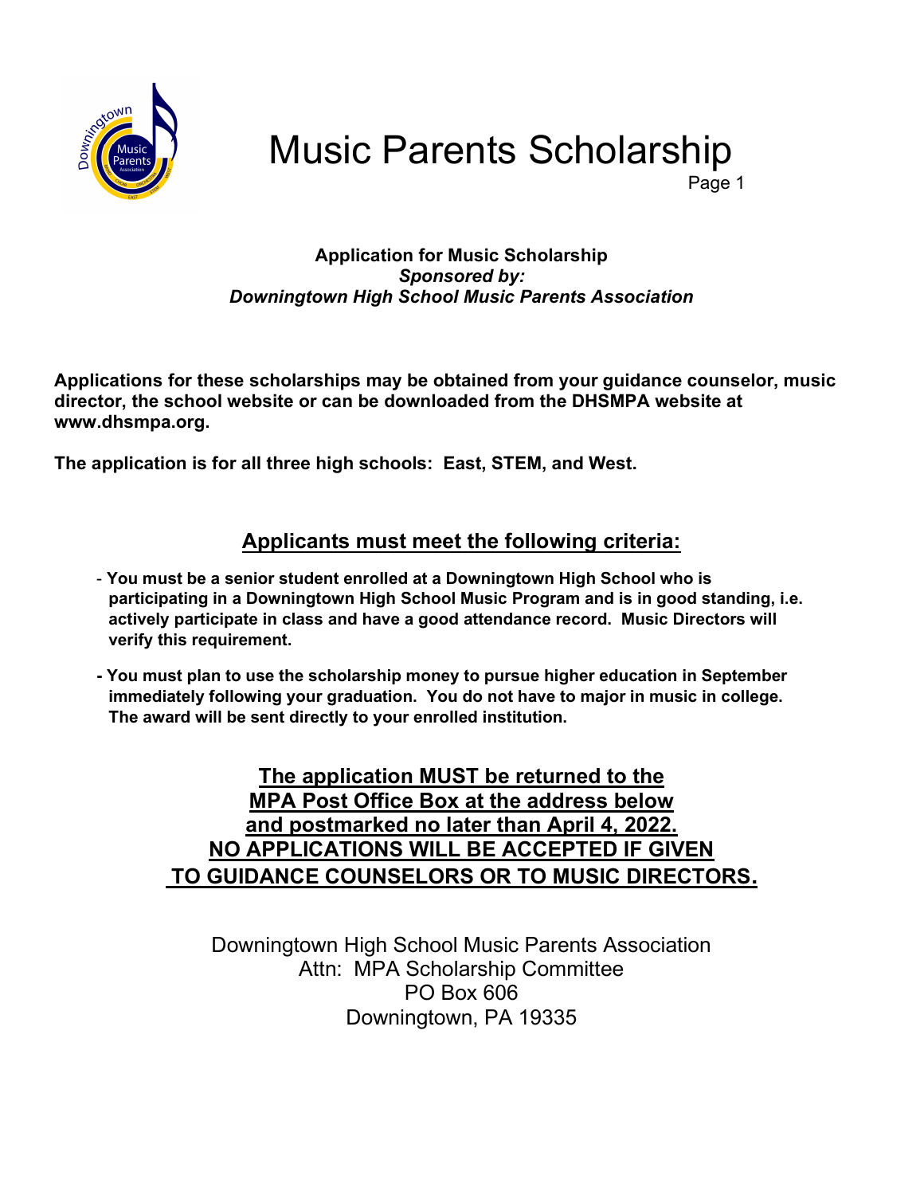# Music Parents Scholarship

**Application for Music Scholarship**
***Sponsored by:***
***Downingtown High School Music Parents Association***

**Applications for these scholarships may be obtained from your guidance counselor, music director, the school website or can be downloaded from the DHSMPA website at www.dhsmpa.org.**

**The application is for all three high schools: East, STEM, and West.**

## Applicants must meet the following criteria:

- **You must be a senior student enrolled at a Downingtown High School who is participating in a Downingtown High School Music Program and is in good standing, i.e. actively participate in class and have a good attendance record. Music Directors will verify this requirement.**
- **You must plan to use the scholarship money to pursue higher education in September immediately following your graduation. You do not have to major in music in college. The award will be sent directly to your enrolled institution.**

**The application MUST be returned to the MPA Post Office Box at the address below and postmarked no later than April 4, 2022. NO APPLICATIONS WILL BE ACCEPTED IF GIVEN TO GUIDANCE COUNSELORS OR TO MUSIC DIRECTORS.**

Downingtown High School Music Parents Association
Attn: MPA Scholarship Committee
PO Box 606
Downingtown, PA 19335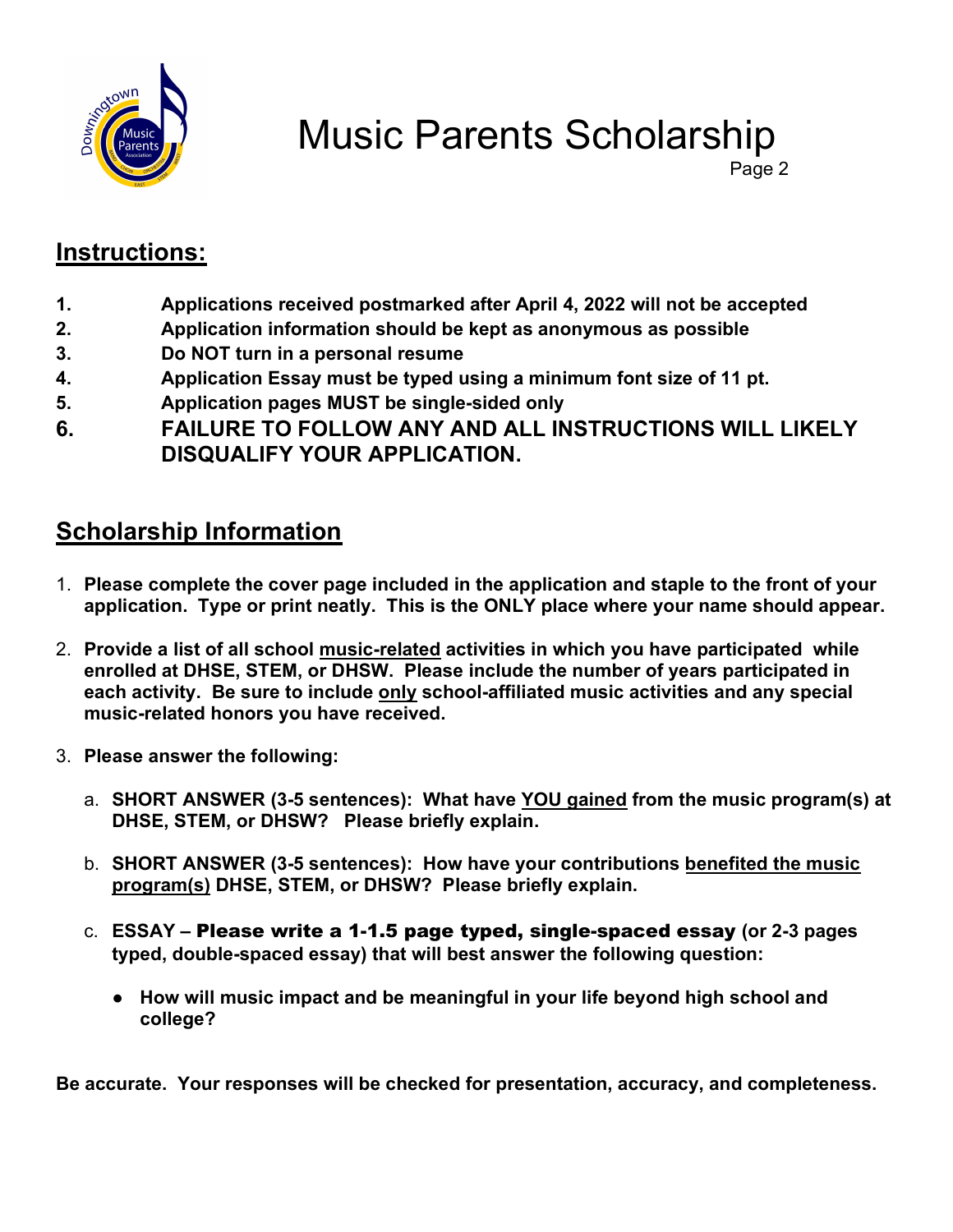# Music Parents Scholarship

## Instructions:

1. **Applications received postmarked after April 4, 2022 will not be accepted**
2. **Application information should be kept as anonymous as possible**
3. **Do NOT turn in a personal resume**
4. **Application Essay must be typed using a minimum font size of 11 pt.**
5. **Application pages MUST be single-sided only**
6. **FAILURE TO FOLLOW ANY AND ALL INSTRUCTIONS WILL LIKELY DISQUALIFY YOUR APPLICATION.**

## Scholarship Information

1. **Please complete the cover page included in the application and staple to the front of your application. Type or print neatly. This is the ONLY place where your name should appear.**

2. **Provide a list of all school music-related activities in which you have participated while enrolled at DHSE, STEM, or DHSW. Please include the number of years participated in each activity. Be sure to include only school-affiliated music activities and any special music-related honors you have received.**

3. **Please answer the following:**

   a. **SHORT ANSWER (3-5 sentences): What have YOU gained from the music program(s) at DHSE, STEM, or DHSW? Please briefly explain.**

   b. **SHORT ANSWER (3-5 sentences): How have your contributions benefited the music program(s) DHSE, STEM, or DHSW? Please briefly explain.**

   c. **ESSAY – Please write a 1-1.5 page typed, single-spaced essay (or 2-3 pages typed, double-spaced essay) that will best answer the following question:**

      - **How will music impact and be meaningful in your life beyond high school and college?**

**Be accurate. Your responses will be checked for presentation, accuracy, and completeness.**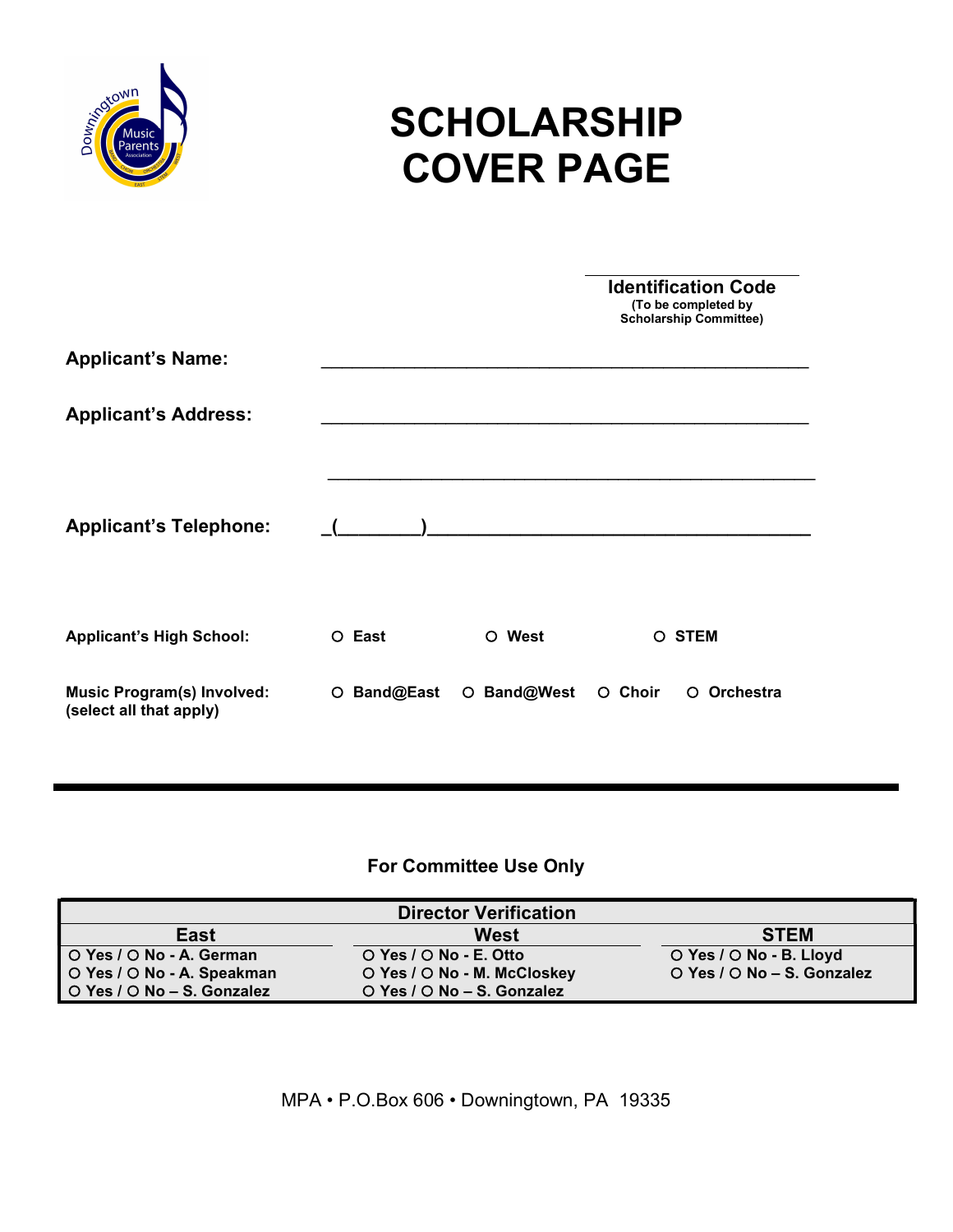# SCHOLARSHIP COVER PAGE

\_\_\_\_\_\_\_\_\_\_\_\_\_\_\_\_\_\_\_\_

**Identification Code**
**(To be completed by Scholarship Committee)**

**Applicant's Name:** \_\_\_\_\_\_\_\_\_\_\_\_\_\_\_\_\_\_\_\_\_\_\_\_\_\_\_\_\_\_\_\_\_\_\_\_\_\_\_\_\_\_\_\_\_\_\_\_

**Applicant's Address:** \_\_\_\_\_\_\_\_\_\_\_\_\_\_\_\_\_\_\_\_\_\_\_\_\_\_\_\_\_\_\_\_\_\_\_\_\_\_\_\_\_\_\_\_\_\_\_\_

\_\_\_\_\_\_\_\_\_\_\_\_\_\_\_\_\_\_\_\_\_\_\_\_\_\_\_\_\_\_\_\_\_\_\_\_\_\_\_\_\_\_\_\_\_\_\_\_

**Applicant's Telephone:** \_(\_\_\_\_\_\_\_\_)\_\_\_\_\_\_\_\_\_\_\_\_\_\_\_\_\_\_\_\_\_\_\_\_\_\_\_\_\_\_\_\_\_\_\_\_\_\_

**Applicant's High School:** ○ East ○ West ○ STEM

**Music Program(s) Involved: (select all that apply)** ○ Band@East ○ Band@West ○ Choir ○ Orchestra

---

**For Committee Use Only**

| Director Verification | | |
|---|---|---|
| **East** | **West** | **STEM** |
| ○ Yes / ○ No - A. German | ○ Yes / ○ No - E. Otto | ○ Yes / ○ No - B. Lloyd |
| ○ Yes / ○ No - A. Speakman | ○ Yes / ○ No - M. McCloskey | ○ Yes / ○ No – S. Gonzalez |
| ○ Yes / ○ No – S. Gonzalez | ○ Yes / ○ No – S. Gonzalez | |

MPA • P.O.Box 606 • Downingtown, PA 19335